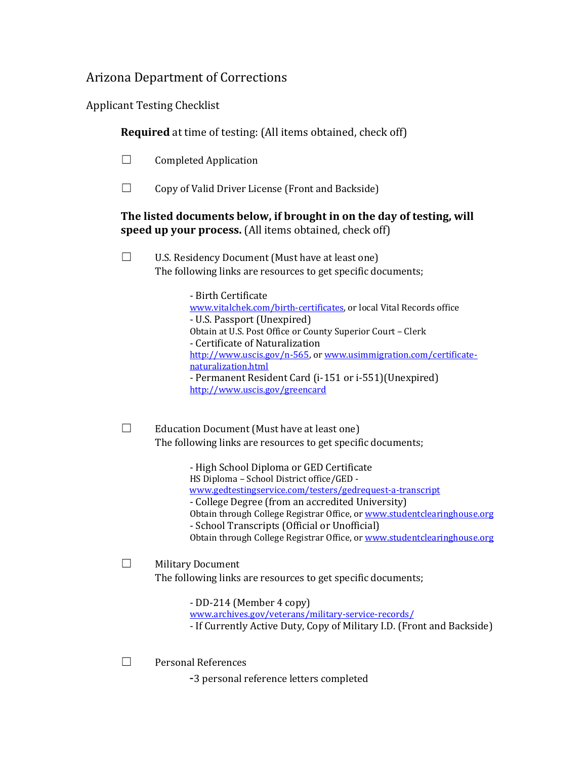# Arizona Department of Corrections

## Applicant Testing Checklist

**Required** at time of testing: (All items obtained, check off)

☐ Completed Application

☐ Copy of Valid Driver License (Front and Backside)

**The listed documents below, if brought in on the day of testing, will speed up your process.** (All items obtained, check off)

☐ U.S. Residency Document (Must have at least one)
The following links are resources to get specific documents;

- Birth Certificate
  www.vitalchek.com/birth-certificates, or local Vital Records office
- U.S. Passport (Unexpired)
  Obtain at U.S. Post Office or County Superior Court – Clerk
- Certificate of Naturalization
  http://www.uscis.gov/n-565, or www.usimmigration.com/certificate-naturalization.html
- Permanent Resident Card (i-151 or i-551)(Unexpired)
  http://www.uscis.gov/greencard

☐ Education Document (Must have at least one)
The following links are resources to get specific documents;

- High School Diploma or GED Certificate
  HS Diploma – School District office/GED - www.gedtestingservice.com/testers/gedrequest-a-transcript
- College Degree (from an accredited University)
  Obtain through College Registrar Office, or www.studentclearinghouse.org
- School Transcripts (Official or Unofficial)
  Obtain through College Registrar Office, or www.studentclearinghouse.org

☐ Military Document
The following links are resources to get specific documents;

- DD-214 (Member 4 copy)
  www.archives.gov/veterans/military-service-records/
- If Currently Active Duty, Copy of Military I.D. (Front and Backside)

☐ Personal References

- 3 personal reference letters completed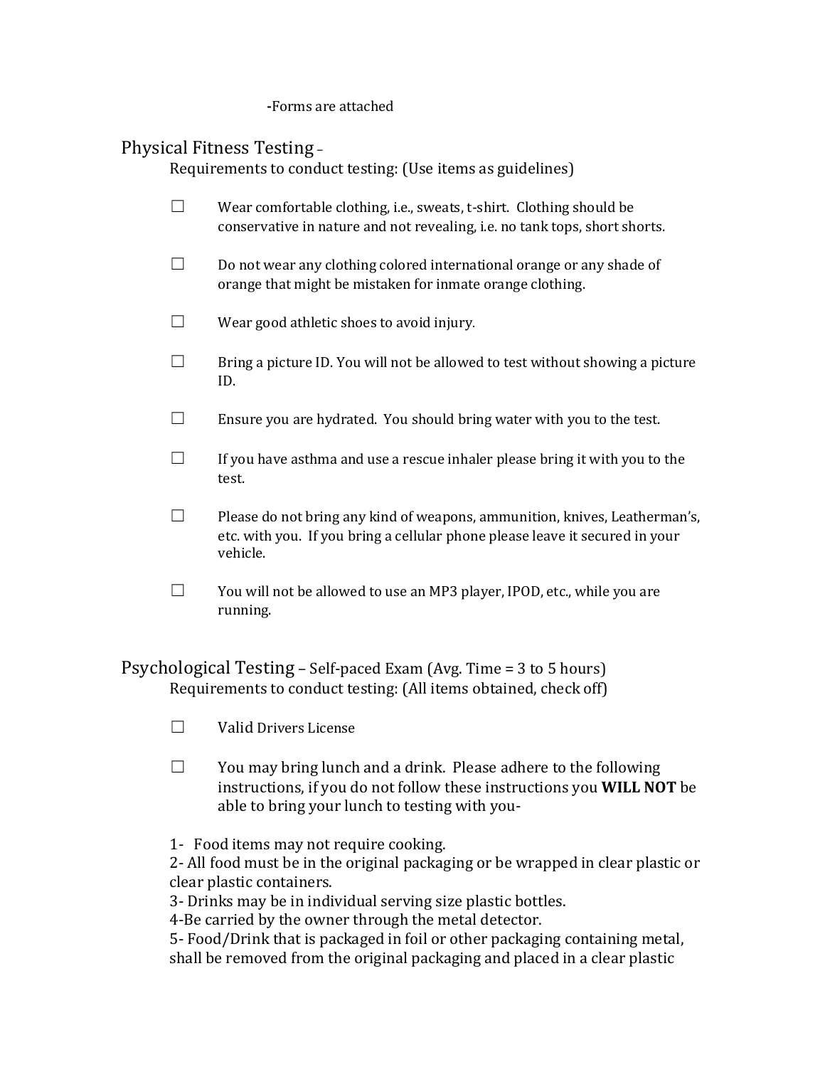-Forms are attached

## Physical Fitness Testing –

Requirements to conduct testing: (Use items as guidelines)

- ☐ Wear comfortable clothing, i.e., sweats, t-shirt. Clothing should be conservative in nature and not revealing, i.e. no tank tops, short shorts.
- ☐ Do not wear any clothing colored international orange or any shade of orange that might be mistaken for inmate orange clothing.
- ☐ Wear good athletic shoes to avoid injury.
- ☐ Bring a picture ID. You will not be allowed to test without showing a picture ID.
- ☐ Ensure you are hydrated. You should bring water with you to the test.
- ☐ If you have asthma and use a rescue inhaler please bring it with you to the test.
- ☐ Please do not bring any kind of weapons, ammunition, knives, Leatherman's, etc. with you. If you bring a cellular phone please leave it secured in your vehicle.
- ☐ You will not be allowed to use an MP3 player, IPOD, etc., while you are running.

## Psychological Testing – Self-paced Exam (Avg. Time = 3 to 5 hours)

Requirements to conduct testing: (All items obtained, check off)

- ☐ Valid Drivers License
- ☐ You may bring lunch and a drink. Please adhere to the following instructions, if you do not follow these instructions you **WILL NOT** be able to bring your lunch to testing with you-

1- Food items may not require cooking.
2- All food must be in the original packaging or be wrapped in clear plastic or clear plastic containers.
3- Drinks may be in individual serving size plastic bottles.
4-Be carried by the owner through the metal detector.
5- Food/Drink that is packaged in foil or other packaging containing metal, shall be removed from the original packaging and placed in a clear plastic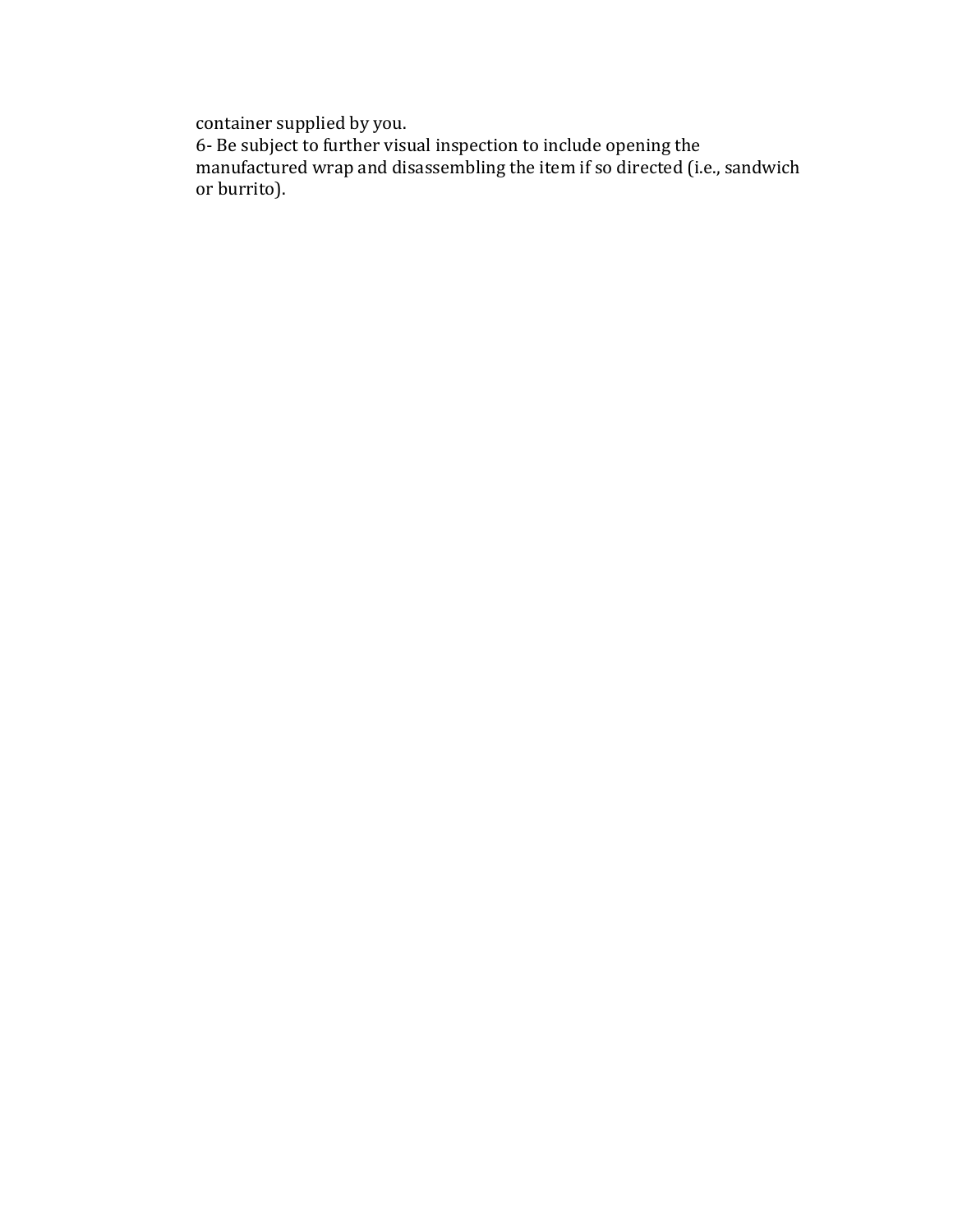container supplied by you.
6- Be subject to further visual inspection to include opening the manufactured wrap and disassembling the item if so directed (i.e., sandwich or burrito).